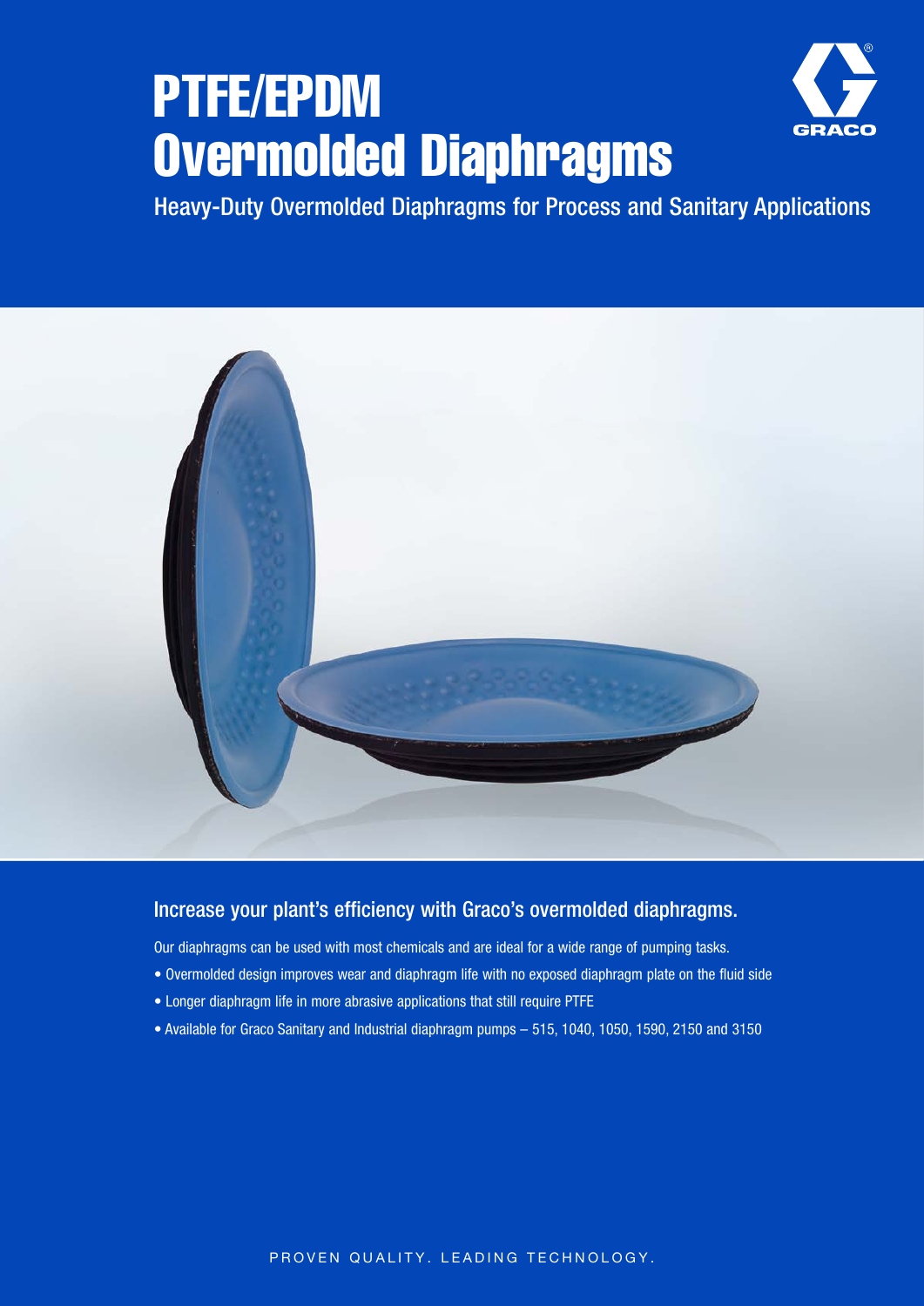# PTFE/EPDM Overmolded Diaphragms

Heavy-Duty Overmolded Diaphragms for Process and Sanitary Applications

## Increase your plant's efficiency with Graco's overmolded diaphragms.

Our diaphragms can be used with most chemicals and are ideal for a wide range of pumping tasks.

- Overmolded design improves wear and diaphragm life with no exposed diaphragm plate on the fluid side
- Longer diaphragm life in more abrasive applications that still require PTFE
- Available for Graco Sanitary and Industrial diaphragm pumps – 515, 1040, 1050, 1590, 2150 and 3150

PROVEN QUALITY. LEADING TECHNOLOGY.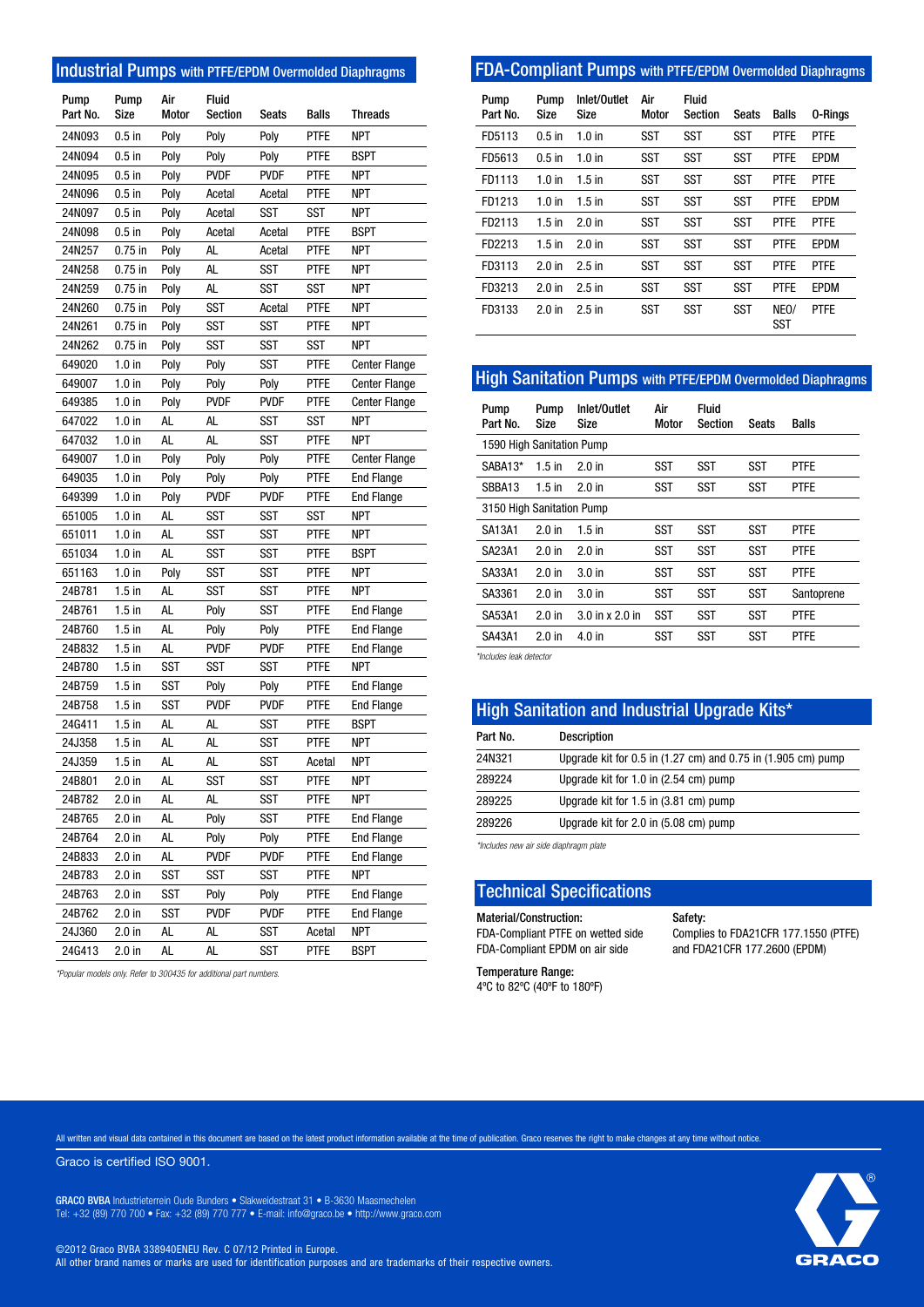## Industrial Pumps with PTFE/EPDM Overmolded Diaphragms

| Pump Part No. | Pump Size | Air Motor | Fluid Section | Seats | Balls | Threads |
|---|---|---|---|---|---|---|
| 24N093 | 0.5 in | Poly | Poly | Poly | PTFE | NPT |
| 24N094 | 0.5 in | Poly | Poly | Poly | PTFE | BSPT |
| 24N095 | 0.5 in | Poly | PVDF | PVDF | PTFE | NPT |
| 24N096 | 0.5 in | Poly | Acetal | Acetal | PTFE | NPT |
| 24N097 | 0.5 in | Poly | Acetal | SST | SST | NPT |
| 24N098 | 0.5 in | Poly | Acetal | Acetal | PTFE | BSPT |
| 24N257 | 0.75 in | Poly | AL | Acetal | PTFE | NPT |
| 24N258 | 0.75 in | Poly | AL | SST | PTFE | NPT |
| 24N259 | 0.75 in | Poly | AL | SST | SST | NPT |
| 24N260 | 0.75 in | Poly | SST | Acetal | PTFE | NPT |
| 24N261 | 0.75 in | Poly | SST | SST | PTFE | NPT |
| 24N262 | 0.75 in | Poly | SST | SST | SST | NPT |
| 649020 | 1.0 in | Poly | Poly | SST | PTFE | Center Flange |
| 649007 | 1.0 in | Poly | Poly | Poly | PTFE | Center Flange |
| 649385 | 1.0 in | Poly | PVDF | PVDF | PTFE | Center Flange |
| 647022 | 1.0 in | AL | AL | SST | SST | NPT |
| 647032 | 1.0 in | AL | AL | SST | PTFE | NPT |
| 649007 | 1.0 in | Poly | Poly | Poly | PTFE | Center Flange |
| 649035 | 1.0 in | Poly | Poly | Poly | PTFE | End Flange |
| 649399 | 1.0 in | Poly | PVDF | PVDF | PTFE | End Flange |
| 651005 | 1.0 in | AL | SST | SST | SST | NPT |
| 651011 | 1.0 in | AL | SST | SST | PTFE | NPT |
| 651034 | 1.0 in | AL | SST | SST | PTFE | BSPT |
| 651163 | 1.0 in | Poly | SST | SST | PTFE | NPT |
| 24B781 | 1.5 in | AL | SST | SST | PTFE | NPT |
| 24B761 | 1.5 in | AL | Poly | SST | PTFE | End Flange |
| 24B760 | 1.5 in | AL | Poly | Poly | PTFE | End Flange |
| 24B832 | 1.5 in | AL | PVDF | PVDF | PTFE | End Flange |
| 24B780 | 1.5 in | SST | SST | SST | PTFE | NPT |
| 24B759 | 1.5 in | SST | Poly | Poly | PTFE | End Flange |
| 24B758 | 1.5 in | SST | PVDF | PVDF | PTFE | End Flange |
| 24G411 | 1.5 in | AL | AL | SST | PTFE | BSPT |
| 24J358 | 1.5 in | AL | AL | SST | PTFE | NPT |
| 24J359 | 1.5 in | AL | AL | SST | Acetal | NPT |
| 24B801 | 2.0 in | AL | SST | SST | PTFE | NPT |
| 24B782 | 2.0 in | AL | AL | SST | PTFE | NPT |
| 24B765 | 2.0 in | AL | Poly | SST | PTFE | End Flange |
| 24B764 | 2.0 in | AL | Poly | Poly | PTFE | End Flange |
| 24B833 | 2.0 in | AL | PVDF | PVDF | PTFE | End Flange |
| 24B783 | 2.0 in | SST | SST | SST | PTFE | NPT |
| 24B763 | 2.0 in | SST | Poly | Poly | PTFE | End Flange |
| 24B762 | 2.0 in | SST | PVDF | PVDF | PTFE | End Flange |
| 24J360 | 2.0 in | AL | AL | SST | Acetal | NPT |
| 24G413 | 2.0 in | AL | AL | SST | PTFE | BSPT |

*Popular models only. Refer to 300435 for additional part numbers.*

## FDA-Compliant Pumps with PTFE/EPDM Overmolded Diaphragms

| Pump Part No. | Pump Size | Inlet/Outlet Size | Air Motor | Fluid Section | Seats | Balls | O-Rings |
|---|---|---|---|---|---|---|---|
| FD5113 | 0.5 in | 1.0 in | SST | SST | SST | PTFE | PTFE |
| FD5613 | 0.5 in | 1.0 in | SST | SST | SST | PTFE | EPDM |
| FD1113 | 1.0 in | 1.5 in | SST | SST | SST | PTFE | PTFE |
| FD1213 | 1.0 in | 1.5 in | SST | SST | SST | PTFE | EPDM |
| FD2113 | 1.5 in | 2.0 in | SST | SST | SST | PTFE | PTFE |
| FD2213 | 1.5 in | 2.0 in | SST | SST | SST | PTFE | EPDM |
| FD3113 | 2.0 in | 2.5 in | SST | SST | SST | PTFE | PTFE |
| FD3213 | 2.0 in | 2.5 in | SST | SST | SST | PTFE | EPDM |
| FD3133 | 2.0 in | 2.5 in | SST | SST | SST | NEO/ SST | PTFE |

## High Sanitation Pumps with PTFE/EPDM Overmolded Diaphragms

| Pump Part No. | Pump Size | Inlet/Outlet Size | Air Motor | Fluid Section | Seats | Balls |
|---|---|---|---|---|---|---|
| 1590 High Sanitation Pump | | | | | | |
| SABA13* | 1.5 in | 2.0 in | SST | SST | SST | PTFE |
| SBBA13 | 1.5 in | 2.0 in | SST | SST | SST | PTFE |
| 3150 High Sanitation Pump | | | | | | |
| SA13A1 | 2.0 in | 1.5 in | SST | SST | SST | PTFE |
| SA23A1 | 2.0 in | 2.0 in | SST | SST | SST | PTFE |
| SA33A1 | 2.0 in | 3.0 in | SST | SST | SST | PTFE |
| SA3361 | 2.0 in | 3.0 in | SST | SST | SST | Santoprene |
| SA53A1 | 2.0 in | 3.0 in x 2.0 in | SST | SST | SST | PTFE |
| SA43A1 | 2.0 in | 4.0 in | SST | SST | SST | PTFE |

*Includes leak detector*

## High Sanitation and Industrial Upgrade Kits*

| Part No. | Description |
|---|---|
| 24N321 | Upgrade kit for 0.5 in (1.27 cm) and 0.75 in (1.905 cm) pump |
| 289224 | Upgrade kit for 1.0 in (2.54 cm) pump |
| 289225 | Upgrade kit for 1.5 in (3.81 cm) pump |
| 289226 | Upgrade kit for 2.0 in (5.08 cm) pump |

*Includes new air side diaphragm plate*

## Technical Specifications

**Material/Construction:**
FDA-Compliant PTFE on wetted side
FDA-Compliant EPDM on air side

**Safety:**
Complies to FDA21CFR 177.1550 (PTFE) and FDA21CFR 177.2600 (EPDM)

**Temperature Range:**
4ºC to 82ºC (40ºF to 180ºF)

All written and visual data contained in this document are based on the latest product information available at the time of publication. Graco reserves the right to make changes at any time without notice.

Graco is certified ISO 9001.

**GRACO BVBA** Industrieterrein Oude Bunders • Slakweidestraat 31 • B-3630 Maasmechelen
Tel: +32 (89) 770 700 • Fax: +32 (89) 770 777 • E-mail: info@graco.be • http://www.graco.com

©2012 Graco BVBA 338940ENEU Rev. C 07/12 Printed in Europe.
All other brand names or marks are used for identification purposes and are trademarks of their respective owners.

GRACO